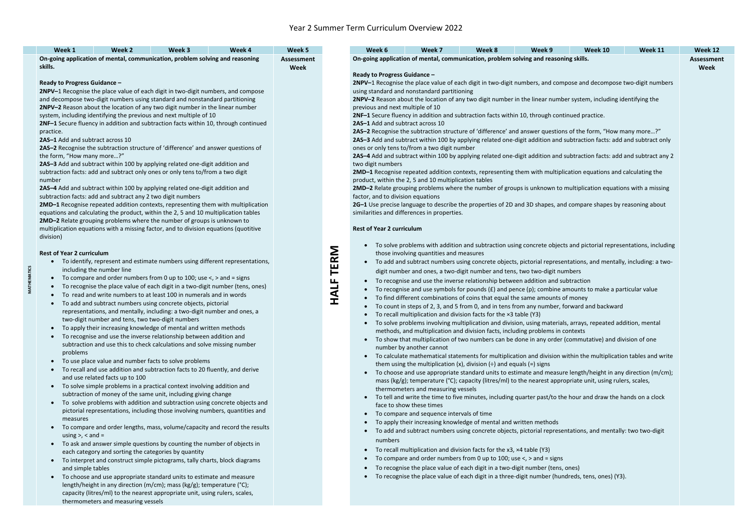# Year 2 Summer Term Curriculum Overview 2022

**MATHEMATICS**

| Week 1 | Week 2 | Week 3 | Week 4 | Week 5 |
|---|---|---|---|---|
| On-going application of mental, communication, problem solving and reasoning skills. | | | | **Assessment Week** |

**On-going application of mental, communication, problem solving and reasoning skills.**

**Ready to Progress Guidance –**

**2NPV–1** Recognise the place value of each digit in two-digit numbers, and compose and decompose two-digit numbers using standard and nonstandard partitioning

**2NPV–2** Reason about the location of any two digit number in the linear number system, including identifying the previous and next multiple of 10

**2NF–1** Secure fluency in addition and subtraction facts within 10, through continued practice.

**2AS–1** Add and subtract across 10

**2AS–2** Recognise the subtraction structure of 'difference' and answer questions of the form, "How many more…?"

**2AS–3** Add and subtract within 100 by applying related one-digit addition and subtraction facts: add and subtract only ones or only tens to/from a two digit number

**2AS–4** Add and subtract within 100 by applying related one-digit addition and subtraction facts: add and subtract any 2 two digit numbers

**2MD–1** Recognise repeated addition contexts, representing them with multiplication equations and calculating the product, within the 2, 5 and 10 multiplication tables

**2MD–2** Relate grouping problems where the number of groups is unknown to multiplication equations with a missing factor, and to division equations (quotitive division)

**Rest of Year 2 curriculum**

- To identify, represent and estimate numbers using different representations, including the number line
- To compare and order numbers from 0 up to 100; use <, > and = signs
- To recognise the place value of each digit in a two-digit number (tens, ones)
- To read and write numbers to at least 100 in numerals and in words
- To add and subtract numbers using concrete objects, pictorial representations, and mentally, including: a two-digit number and ones, a two-digit number and tens, two two-digit numbers
- To apply their increasing knowledge of mental and written methods
- To recognise and use the inverse relationship between addition and subtraction and use this to check calculations and solve missing number problems
- To use place value and number facts to solve problems
- To recall and use addition and subtraction facts to 20 fluently, and derive and use related facts up to 100
- To solve simple problems in a practical context involving addition and subtraction of money of the same unit, including giving change
- To solve problems with addition and subtraction using concrete objects and pictorial representations, including those involving numbers, quantities and measures
- To compare and order lengths, mass, volume/capacity and record the results using >, < and =
- To ask and answer simple questions by counting the number of objects in each category and sorting the categories by quantity
- To interpret and construct simple pictograms, tally charts, block diagrams and simple tables
- To choose and use appropriate standard units to estimate and measure length/height in any direction (m/cm); mass (kg/g); temperature (°C); capacity (litres/ml) to the nearest appropriate unit, using rulers, scales, thermometers and measuring vessels

## HALF TERM

| Week 6 | Week 7 | Week 8 | Week 9 | Week 10 | Week 11 | Week 12 |
|---|---|---|---|---|---|---|
| On-going application of mental, communication, problem solving and reasoning skills. | | | | | | **Assessment Week** |

**On-going application of mental, communication, problem solving and reasoning skills.**

**Ready to Progress Guidance –**

**2NPV–1** Recognise the place value of each digit in two-digit numbers, and compose and decompose two-digit numbers using standard and nonstandard partitioning

**2NPV–2** Reason about the location of any two digit number in the linear number system, including identifying the previous and next multiple of 10

**2NF–1** Secure fluency in addition and subtraction facts within 10, through continued practice.

**2AS–1** Add and subtract across 10

**2AS–2** Recognise the subtraction structure of 'difference' and answer questions of the form, "How many more…?"

**2AS–3** Add and subtract within 100 by applying related one-digit addition and subtraction facts: add and subtract only ones or only tens to/from a two digit number

**2AS–4** Add and subtract within 100 by applying related one-digit addition and subtraction facts: add and subtract any 2 two digit numbers

**2MD–1** Recognise repeated addition contexts, representing them with multiplication equations and calculating the product, within the 2, 5 and 10 multiplication tables

**2MD–2** Relate grouping problems where the number of groups is unknown to multiplication equations with a missing factor, and to division equations

**2G–1** Use precise language to describe the properties of 2D and 3D shapes, and compare shapes by reasoning about similarities and differences in properties.

**Rest of Year 2 curriculum**

- To solve problems with addition and subtraction using concrete objects and pictorial representations, including those involving quantities and measures
- To add and subtract numbers using concrete objects, pictorial representations, and mentally, including: a two-digit number and ones, a two-digit number and tens, two two-digit numbers
- To recognise and use the inverse relationship between addition and subtraction
- To recognise and use symbols for pounds (£) and pence (p); combine amounts to make a particular value
- To find different combinations of coins that equal the same amounts of money
- To count in steps of 2, 3, and 5 from 0, and in tens from any number, forward and backward
- To recall multiplication and division facts for the ×3 table (Y3)
- To solve problems involving multiplication and division, using materials, arrays, repeated addition, mental methods, and multiplication and division facts, including problems in contexts
- To show that multiplication of two numbers can be done in any order (commutative) and division of one number by another cannot
- To calculate mathematical statements for multiplication and division within the multiplication tables and write them using the multiplication (x), division (÷) and equals (=) signs
- To choose and use appropriate standard units to estimate and measure length/height in any direction (m/cm); mass (kg/g); temperature (°C); capacity (litres/ml) to the nearest appropriate unit, using rulers, scales, thermometers and measuring vessels
- To tell and write the time to five minutes, including quarter past/to the hour and draw the hands on a clock face to show these times
- To compare and sequence intervals of time
- To apply their increasing knowledge of mental and written methods
- To add and subtract numbers using concrete objects, pictorial representations, and mentally: two two-digit numbers
- To recall multiplication and division facts for the x3, ×4 table (Y3)
- To compare and order numbers from 0 up to 100; use <, > and = signs
- To recognise the place value of each digit in a two-digit number (tens, ones)
- To recognise the place value of each digit in a three-digit number (hundreds, tens, ones) (Y3).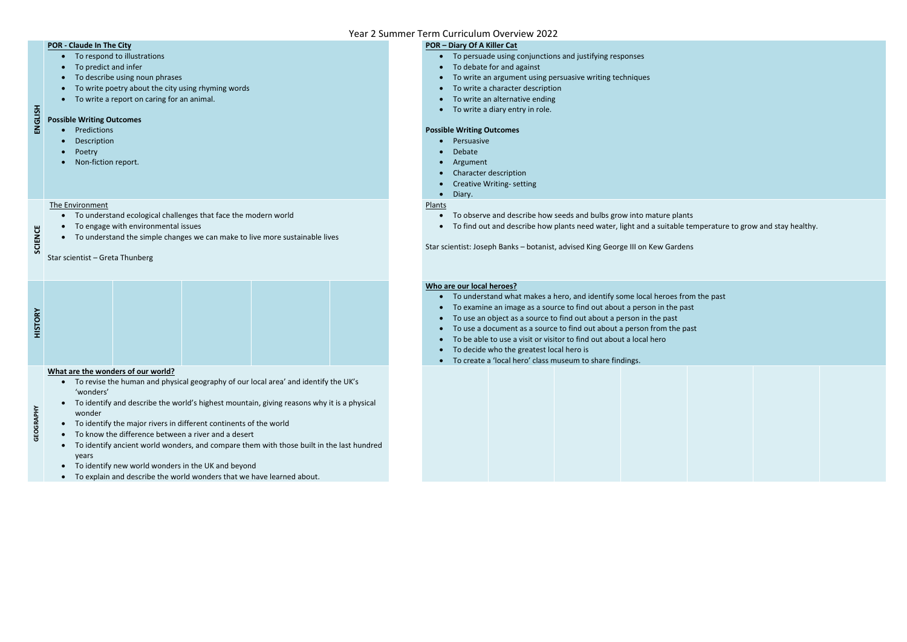# Year 2 Summer Term Curriculum Overview 2022

## ENGLISH

**POR - Claude In The City**

- To respond to illustrations
- To predict and infer
- To describe using noun phrases
- To write poetry about the city using rhyming words
- To write a report on caring for an animal.

**Possible Writing Outcomes**

- Predictions
- Description
- Poetry
- Non-fiction report.

**POR – Diary Of A Killer Cat**

- To persuade using conjunctions and justifying responses
- To debate for and against
- To write an argument using persuasive writing techniques
- To write a character description
- To write an alternative ending
- To write a diary entry in role.

**Possible Writing Outcomes**

- Persuasive
- Debate
- Argument
- Character description
- Creative Writing- setting
- Diary.

## SCIENCE

The Environment

- To understand ecological challenges that face the modern world
- To engage with environmental issues
- To understand the simple changes we can make to live more sustainable lives

Star scientist – Greta Thunberg

Plants

- To observe and describe how seeds and bulbs grow into mature plants
- To find out and describe how plants need water, light and a suitable temperature to grow and stay healthy.

Star scientist: Joseph Banks – botanist, advised King George III on Kew Gardens

## HISTORY

**Who are our local heroes?**

- To understand what makes a hero, and identify some local heroes from the past
- To examine an image as a source to find out about a person in the past
- To use an object as a source to find out about a person in the past
- To use a document as a source to find out about a person from the past
- To be able to use a visit or visitor to find out about a local hero
- To decide who the greatest local hero is
- To create a 'local hero' class museum to share findings.

## GEOGRAPHY

**What are the wonders of our world?**

- To revise the human and physical geography of our local area' and identify the UK's 'wonders'
- To identify and describe the world's highest mountain, giving reasons why it is a physical wonder
- To identify the major rivers in different continents of the world
- To know the difference between a river and a desert
- To identify ancient world wonders, and compare them with those built in the last hundred years
- To identify new world wonders in the UK and beyond
- To explain and describe the world wonders that we have learned about.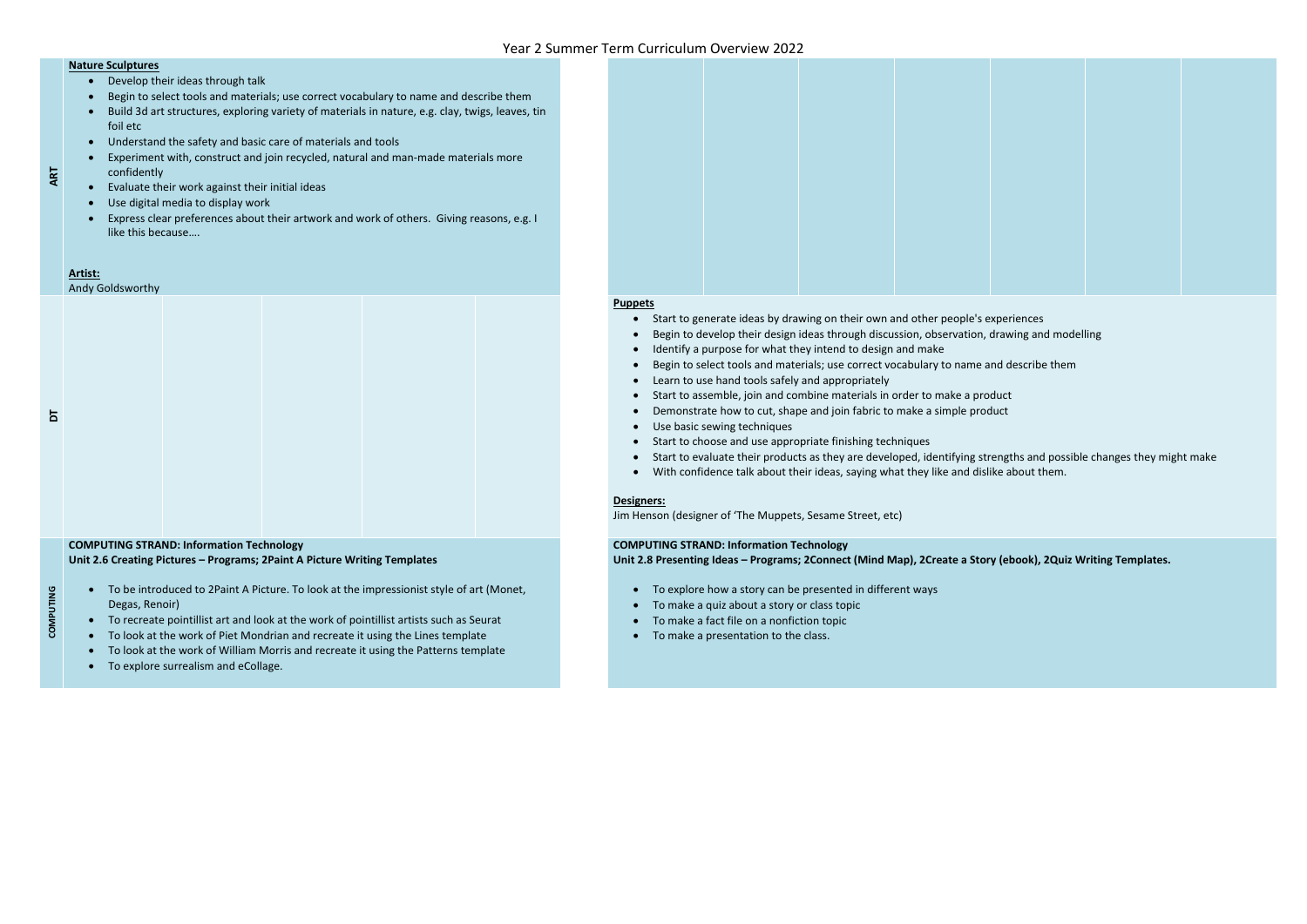# Year 2 Summer Term Curriculum Overview 2022

## ART

**Nature Sculptures**

- Develop their ideas through talk
- Begin to select tools and materials; use correct vocabulary to name and describe them
- Build 3d art structures, exploring variety of materials in nature, e.g. clay, twigs, leaves, tin foil etc
- Understand the safety and basic care of materials and tools
- Experiment with, construct and join recycled, natural and man-made materials more confidently
- Evaluate their work against their initial ideas
- Use digital media to display work
- Express clear preferences about their artwork and work of others. Giving reasons, e.g. I like this because….

**Artist:**
Andy Goldsworthy

## DT

**Puppets**

- Start to generate ideas by drawing on their own and other people's experiences
- Begin to develop their design ideas through discussion, observation, drawing and modelling
- Identify a purpose for what they intend to design and make
- Begin to select tools and materials; use correct vocabulary to name and describe them
- Learn to use hand tools safely and appropriately
- Start to assemble, join and combine materials in order to make a product
- Demonstrate how to cut, shape and join fabric to make a simple product
- Use basic sewing techniques
- Start to choose and use appropriate finishing techniques
- Start to evaluate their products as they are developed, identifying strengths and possible changes they might make
- With confidence talk about their ideas, saying what they like and dislike about them.

**Designers:**
Jim Henson (designer of 'The Muppets, Sesame Street, etc)

## COMPUTING

**COMPUTING STRAND: Information Technology**
**Unit 2.6 Creating Pictures – Programs; 2Paint A Picture Writing Templates**

- To be introduced to 2Paint A Picture. To look at the impressionist style of art (Monet, Degas, Renoir)
- To recreate pointillist art and look at the work of pointillist artists such as Seurat
- To look at the work of Piet Mondrian and recreate it using the Lines template
- To look at the work of William Morris and recreate it using the Patterns template
- To explore surrealism and eCollage.

**COMPUTING STRAND: Information Technology**
**Unit 2.8 Presenting Ideas – Programs; 2Connect (Mind Map), 2Create a Story (ebook), 2Quiz Writing Templates.**

- To explore how a story can be presented in different ways
- To make a quiz about a story or class topic
- To make a fact file on a nonfiction topic
- To make a presentation to the class.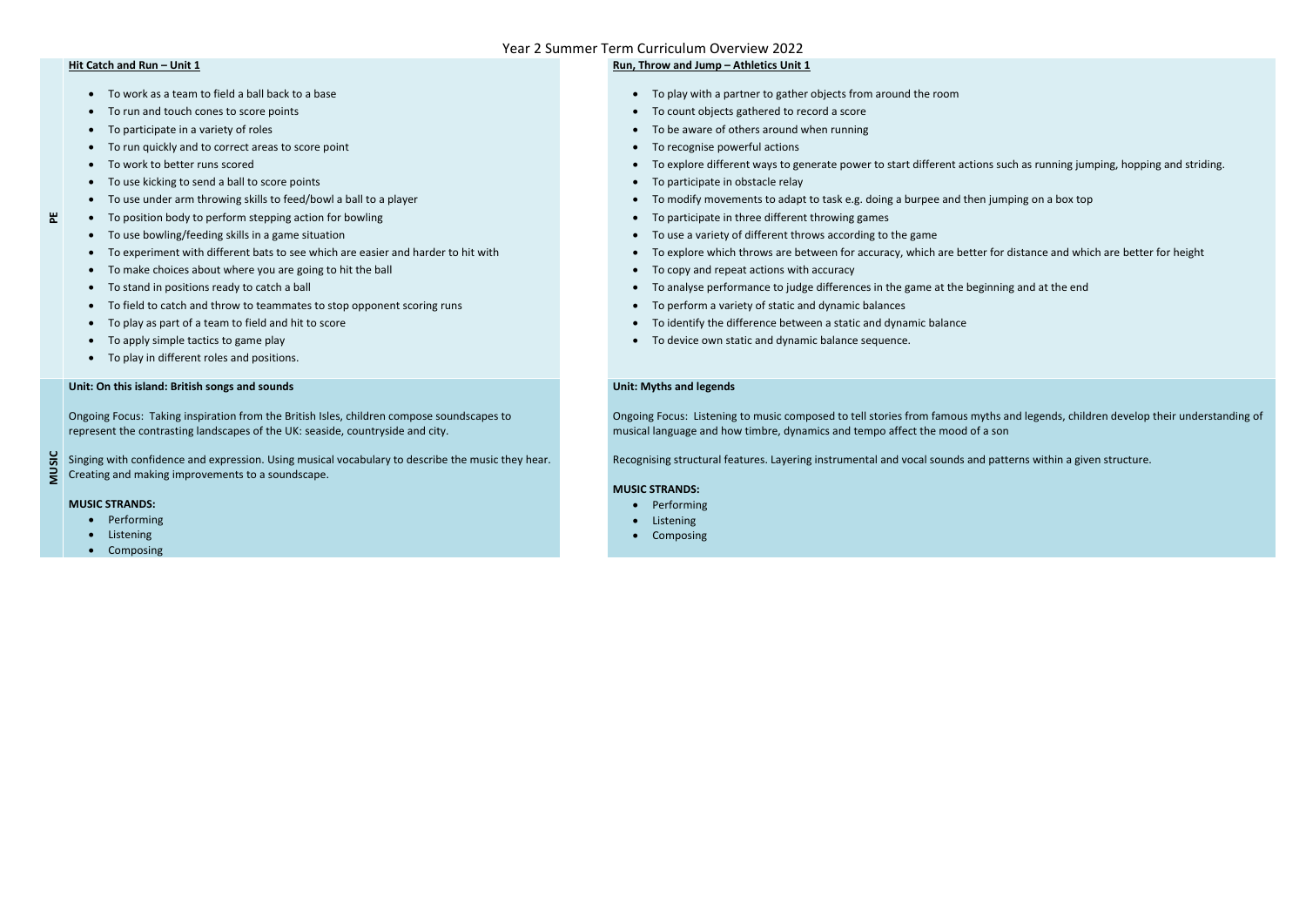# Year 2 Summer Term Curriculum Overview 2022

## PE

### Hit Catch and Run – Unit 1

- To work as a team to field a ball back to a base
- To run and touch cones to score points
- To participate in a variety of roles
- To run quickly and to correct areas to score point
- To work to better runs scored
- To use kicking to send a ball to score points
- To use under arm throwing skills to feed/bowl a ball to a player
- To position body to perform stepping action for bowling
- To use bowling/feeding skills in a game situation
- To experiment with different bats to see which are easier and harder to hit with
- To make choices about where you are going to hit the ball
- To stand in positions ready to catch a ball
- To field to catch and throw to teammates to stop opponent scoring runs
- To play as part of a team to field and hit to score
- To apply simple tactics to game play
- To play in different roles and positions.

### Run, Throw and Jump – Athletics Unit 1

- To play with a partner to gather objects from around the room
- To count objects gathered to record a score
- To be aware of others around when running
- To recognise powerful actions
- To explore different ways to generate power to start different actions such as running jumping, hopping and striding.
- To participate in obstacle relay
- To modify movements to adapt to task e.g. doing a burpee and then jumping on a box top
- To participate in three different throwing games
- To use a variety of different throws according to the game
- To explore which throws are between for accuracy, which are better for distance and which are better for height
- To copy and repeat actions with accuracy
- To analyse performance to judge differences in the game at the beginning and at the end
- To perform a variety of static and dynamic balances
- To identify the difference between a static and dynamic balance
- To device own static and dynamic balance sequence.

## MUSIC

### Unit: On this island: British songs and sounds

Ongoing Focus: Taking inspiration from the British Isles, children compose soundscapes to represent the contrasting landscapes of the UK: seaside, countryside and city.

Singing with confidence and expression. Using musical vocabulary to describe the music they hear. Creating and making improvements to a soundscape.

**MUSIC STRANDS:**

- Performing
- Listening
- Composing

### Unit: Myths and legends

Ongoing Focus: Listening to music composed to tell stories from famous myths and legends, children develop their understanding of musical language and how timbre, dynamics and tempo affect the mood of a son

Recognising structural features. Layering instrumental and vocal sounds and patterns within a given structure.

**MUSIC STRANDS:**

- Performing
- Listening
- Composing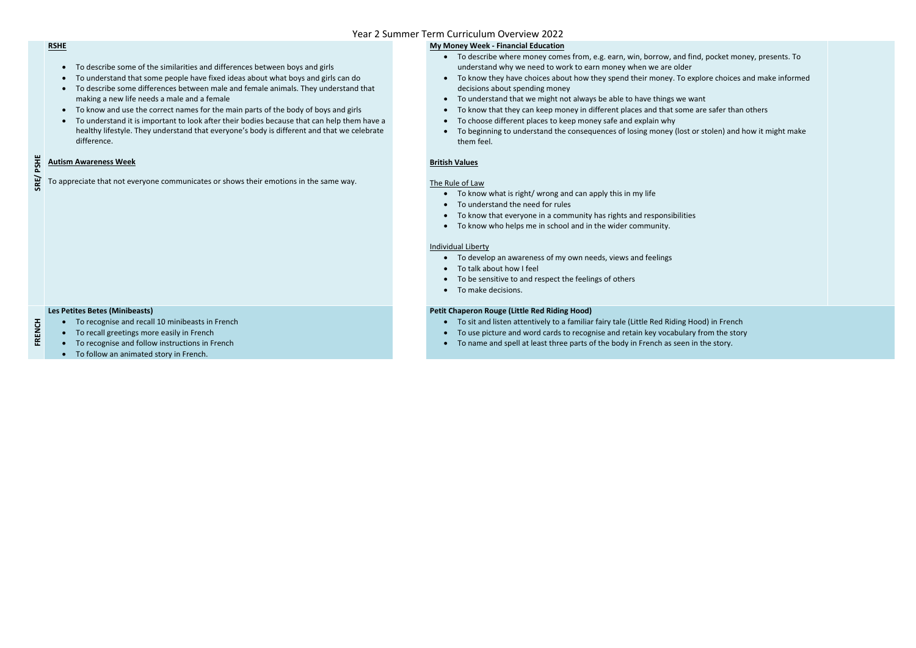# Year 2 Summer Term Curriculum Overview 2022

## SRE/ PSHE

**RSHE**

- To describe some of the similarities and differences between boys and girls
- To understand that some people have fixed ideas about what boys and girls can do
- To describe some differences between male and female animals. They understand that making a new life needs a male and a female
- To know and use the correct names for the main parts of the body of boys and girls
- To understand it is important to look after their bodies because that can help them have a healthy lifestyle. They understand that everyone's body is different and that we celebrate difference.

**Autism Awareness Week**

To appreciate that not everyone communicates or shows their emotions in the same way.

**My Money Week - Financial Education**

- To describe where money comes from, e.g. earn, win, borrow, and find, pocket money, presents. To understand why we need to work to earn money when we are older
- To know they have choices about how they spend their money. To explore choices and make informed decisions about spending money
- To understand that we might not always be able to have things we want
- To know that they can keep money in different places and that some are safer than others
- To choose different places to keep money safe and explain why
- To beginning to understand the consequences of losing money (lost or stolen) and how it might make them feel.

**British Values**

The Rule of Law

- To know what is right/ wrong and can apply this in my life
- To understand the need for rules
- To know that everyone in a community has rights and responsibilities
- To know who helps me in school and in the wider community.

Individual Liberty

- To develop an awareness of my own needs, views and feelings
- To talk about how I feel
- To be sensitive to and respect the feelings of others
- To make decisions.

## FRENCH

**Les Petites Betes (Minibeasts)**

- To recognise and recall 10 minibeasts in French
- To recall greetings more easily in French
- To recognise and follow instructions in French
- To follow an animated story in French.

**Petit Chaperon Rouge (Little Red Riding Hood)**

- To sit and listen attentively to a familiar fairy tale (Little Red Riding Hood) in French
- To use picture and word cards to recognise and retain key vocabulary from the story
- To name and spell at least three parts of the body in French as seen in the story.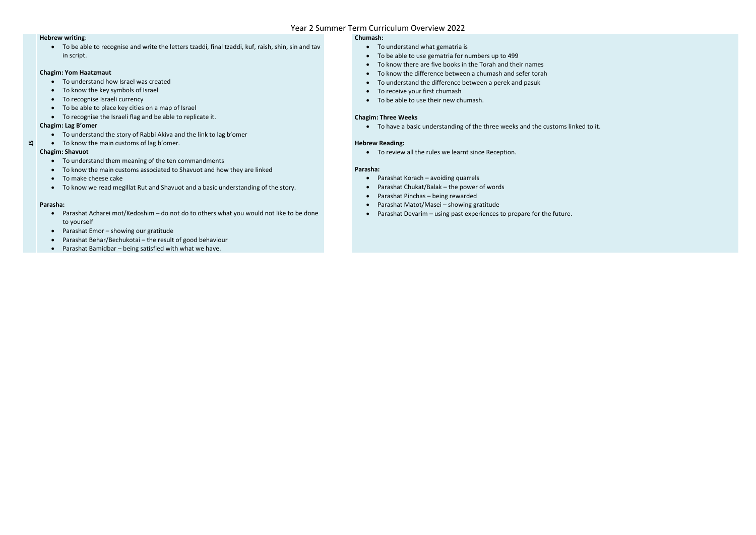# Year 2 Summer Term Curriculum Overview 2022

JS

**Hebrew writing**:

- To be able to recognise and write the letters tzaddi, final tzaddi, kuf, raish, shin, sin and tav in script.

**Chagim: Yom Haatzmaut**

- To understand how Israel was created
- To know the key symbols of Israel
- To recognise Israeli currency
- To be able to place key cities on a map of Israel
- To recognise the Israeli flag and be able to replicate it.

**Chagim: Lag B'omer**

- To understand the story of Rabbi Akiva and the link to lag b'omer
- To know the main customs of lag b'omer.

**Chagim: Shavuot**

- To understand them meaning of the ten commandments
- To know the main customs associated to Shavuot and how they are linked
- To make cheese cake
- To know we read megillat Rut and Shavuot and a basic understanding of the story.

**Parasha:**

- Parashat Acharei mot/Kedoshim – do not do to others what you would not like to be done to yourself
- Parashat Emor – showing our gratitude
- Parashat Behar/Bechukotai – the result of good behaviour
- Parashat Bamidbar – being satisfied with what we have.

**Chumash:**

- To understand what gematria is
- To be able to use gematria for numbers up to 499
- To know there are five books in the Torah and their names
- To know the difference between a chumash and sefer torah
- To understand the difference between a perek and pasuk
- To receive your first chumash
- To be able to use their new chumash.

**Chagim: Three Weeks**

- To have a basic understanding of the three weeks and the customs linked to it.

**Hebrew Reading:**

- To review all the rules we learnt since Reception.

**Parasha:**

- Parashat Korach – avoiding quarrels
- Parashat Chukat/Balak – the power of words
- Parashat Pinchas – being rewarded
- Parashat Matot/Masei – showing gratitude
- Parashat Devarim – using past experiences to prepare for the future.